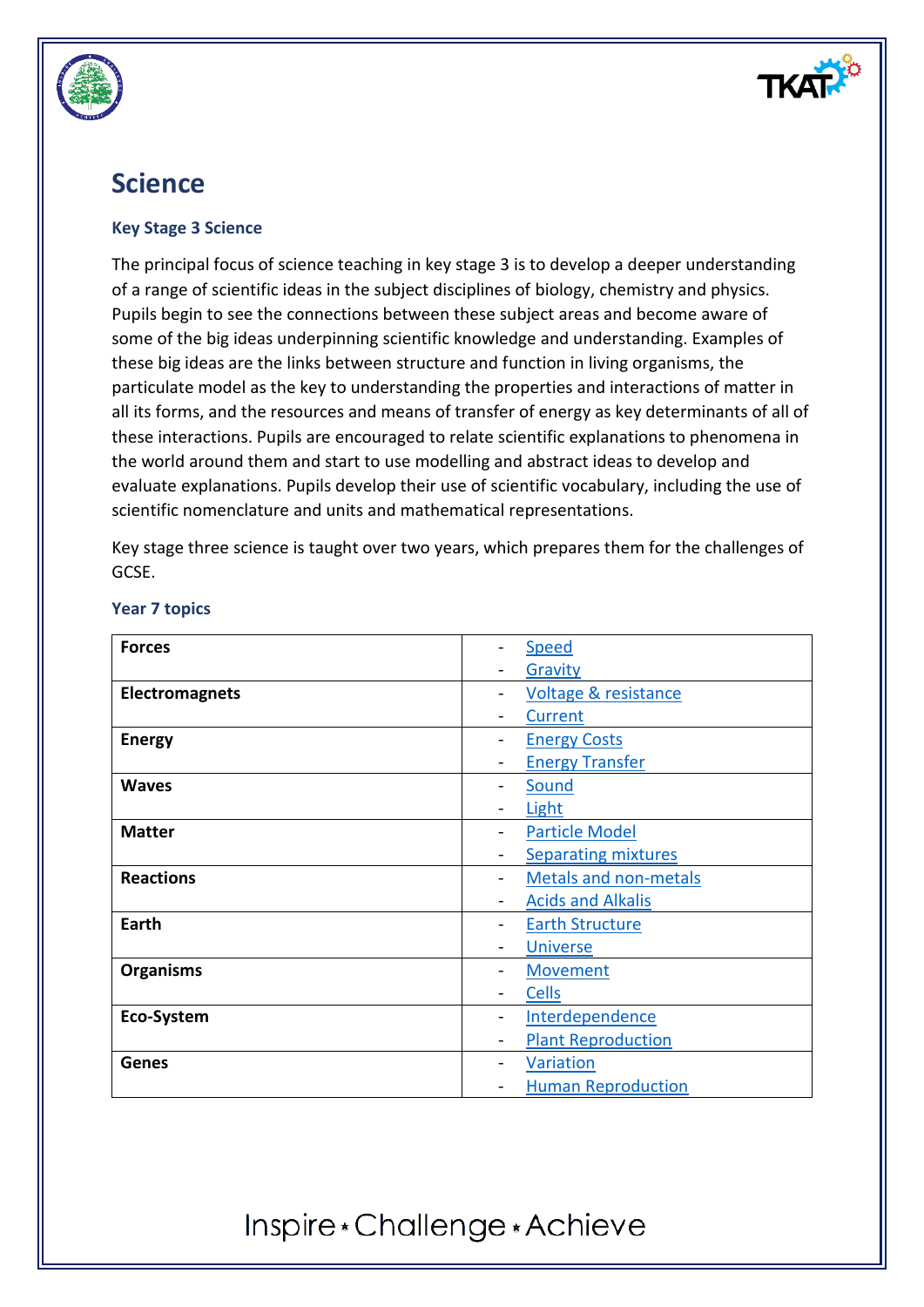# Science

### Key Stage 3 Science

The principal focus of science teaching in key stage 3 is to develop a deeper understanding of a range of scientific ideas in the subject disciplines of biology, chemistry and physics. Pupils begin to see the connections between these subject areas and become aware of some of the big ideas underpinning scientific knowledge and understanding. Examples of these big ideas are the links between structure and function in living organisms, the particulate model as the key to understanding the properties and interactions of matter in all its forms, and the resources and means of transfer of energy as key determinants of all of these interactions. Pupils are encouraged to relate scientific explanations to phenomena in the world around them and start to use modelling and abstract ideas to develop and evaluate explanations. Pupils develop their use of scientific vocabulary, including the use of scientific nomenclature and units and mathematical representations.

Key stage three science is taught over two years, which prepares them for the challenges of GCSE.

### Year 7 topics

| | |
|---|---|
| **Forces** | - Speed<br>- Gravity |
| **Electromagnets** | - Voltage & resistance<br>- Current |
| **Energy** | - Energy Costs<br>- Energy Transfer |
| **Waves** | - Sound<br>- Light |
| **Matter** | - Particle Model<br>- Separating mixtures |
| **Reactions** | - Metals and non-metals<br>- Acids and Alkalis |
| **Earth** | - Earth Structure<br>- Universe |
| **Organisms** | - Movement<br>- Cells |
| **Eco-System** | - Interdependence<br>- Plant Reproduction |
| **Genes** | - Variation<br>- Human Reproduction |

Inspire • Challenge • Achieve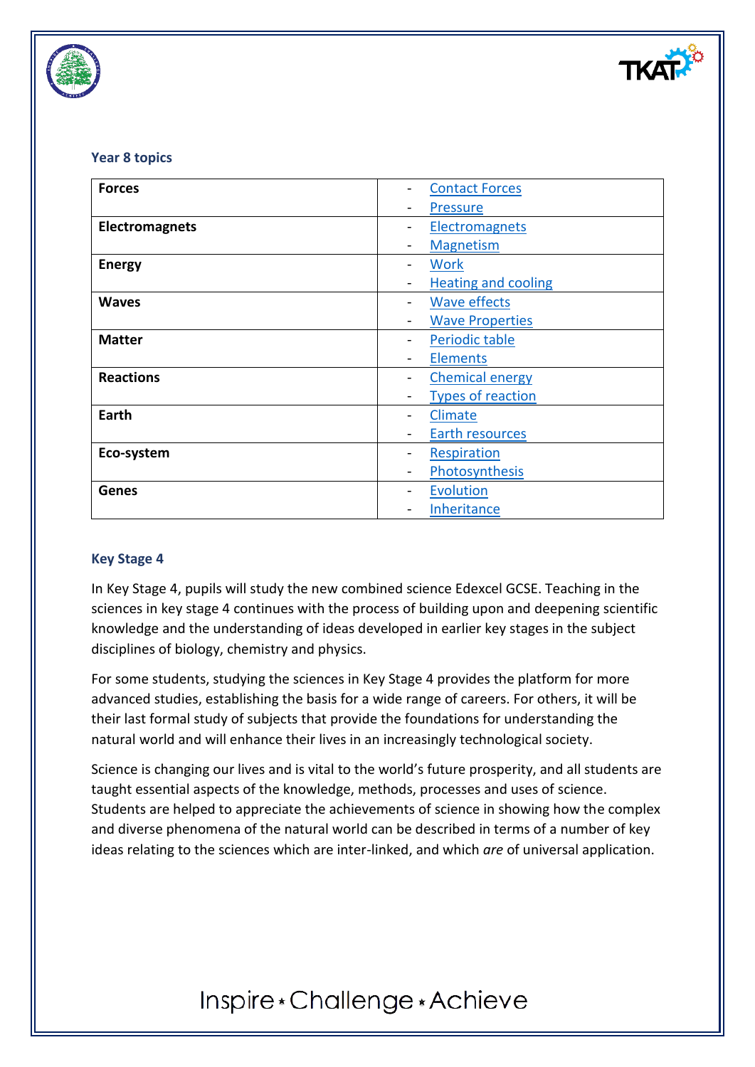### Year 8 topics

| | |
|---|---|
| **Forces** | - Contact Forces<br>- Pressure |
| **Electromagnets** | - Electromagnets<br>- Magnetism |
| **Energy** | - Work<br>- Heating and cooling |
| **Waves** | - Wave effects<br>- Wave Properties |
| **Matter** | - Periodic table<br>- Elements |
| **Reactions** | - Chemical energy<br>- Types of reaction |
| **Earth** | - Climate<br>- Earth resources |
| **Eco-system** | - Respiration<br>- Photosynthesis |
| **Genes** | - Evolution<br>- Inheritance |

### Key Stage 4

In Key Stage 4, pupils will study the new combined science Edexcel GCSE. Teaching in the sciences in key stage 4 continues with the process of building upon and deepening scientific knowledge and the understanding of ideas developed in earlier key stages in the subject disciplines of biology, chemistry and physics.

For some students, studying the sciences in Key Stage 4 provides the platform for more advanced studies, establishing the basis for a wide range of careers. For others, it will be their last formal study of subjects that provide the foundations for understanding the natural world and will enhance their lives in an increasingly technological society.

Science is changing our lives and is vital to the world's future prosperity, and all students are taught essential aspects of the knowledge, methods, processes and uses of science. Students are helped to appreciate the achievements of science in showing how the complex and diverse phenomena of the natural world can be described in terms of a number of key ideas relating to the sciences which are inter-linked, and which *are* of universal application.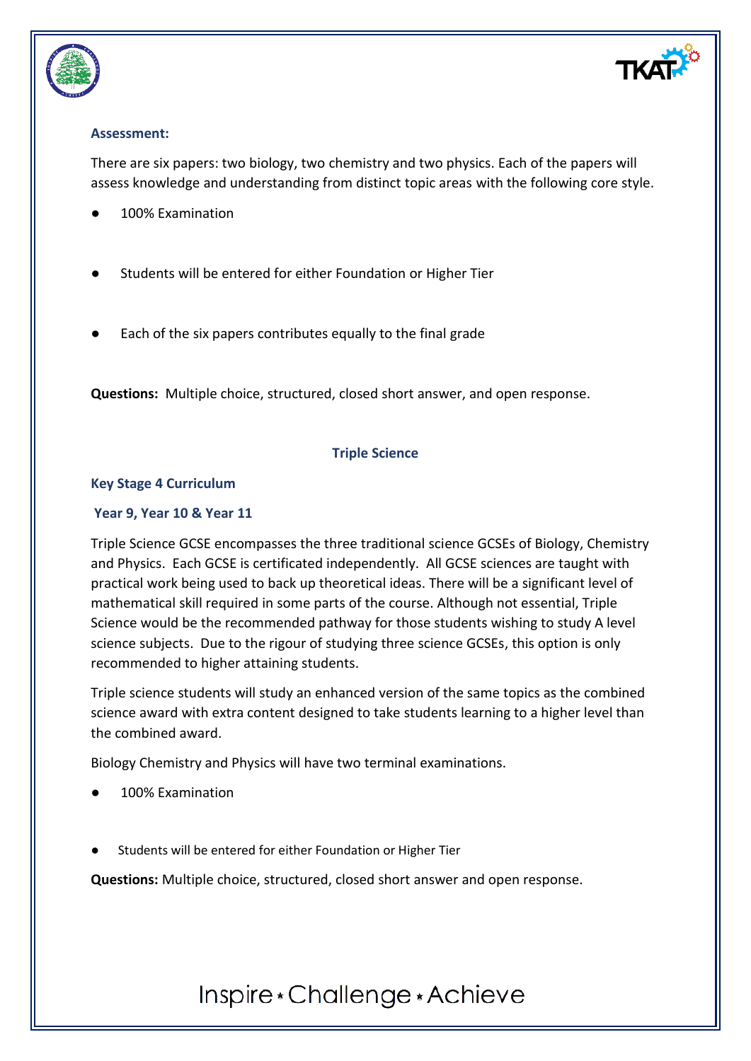### Assessment:

There are six papers: two biology, two chemistry and two physics. Each of the papers will assess knowledge and understanding from distinct topic areas with the following core style.

- 100% Examination
- Students will be entered for either Foundation or Higher Tier
- Each of the six papers contributes equally to the final grade

**Questions:** Multiple choice, structured, closed short answer, and open response.

## Triple Science

### Key Stage 4 Curriculum

### Year 9, Year 10 & Year 11

Triple Science GCSE encompasses the three traditional science GCSEs of Biology, Chemistry and Physics. Each GCSE is certificated independently. All GCSE sciences are taught with practical work being used to back up theoretical ideas. There will be a significant level of mathematical skill required in some parts of the course. Although not essential, Triple Science would be the recommended pathway for those students wishing to study A level science subjects. Due to the rigour of studying three science GCSEs, this option is only recommended to higher attaining students.

Triple science students will study an enhanced version of the same topics as the combined science award with extra content designed to take students learning to a higher level than the combined award.

Biology Chemistry and Physics will have two terminal examinations.

- 100% Examination
- Students will be entered for either Foundation or Higher Tier

**Questions:** Multiple choice, structured, closed short answer and open response.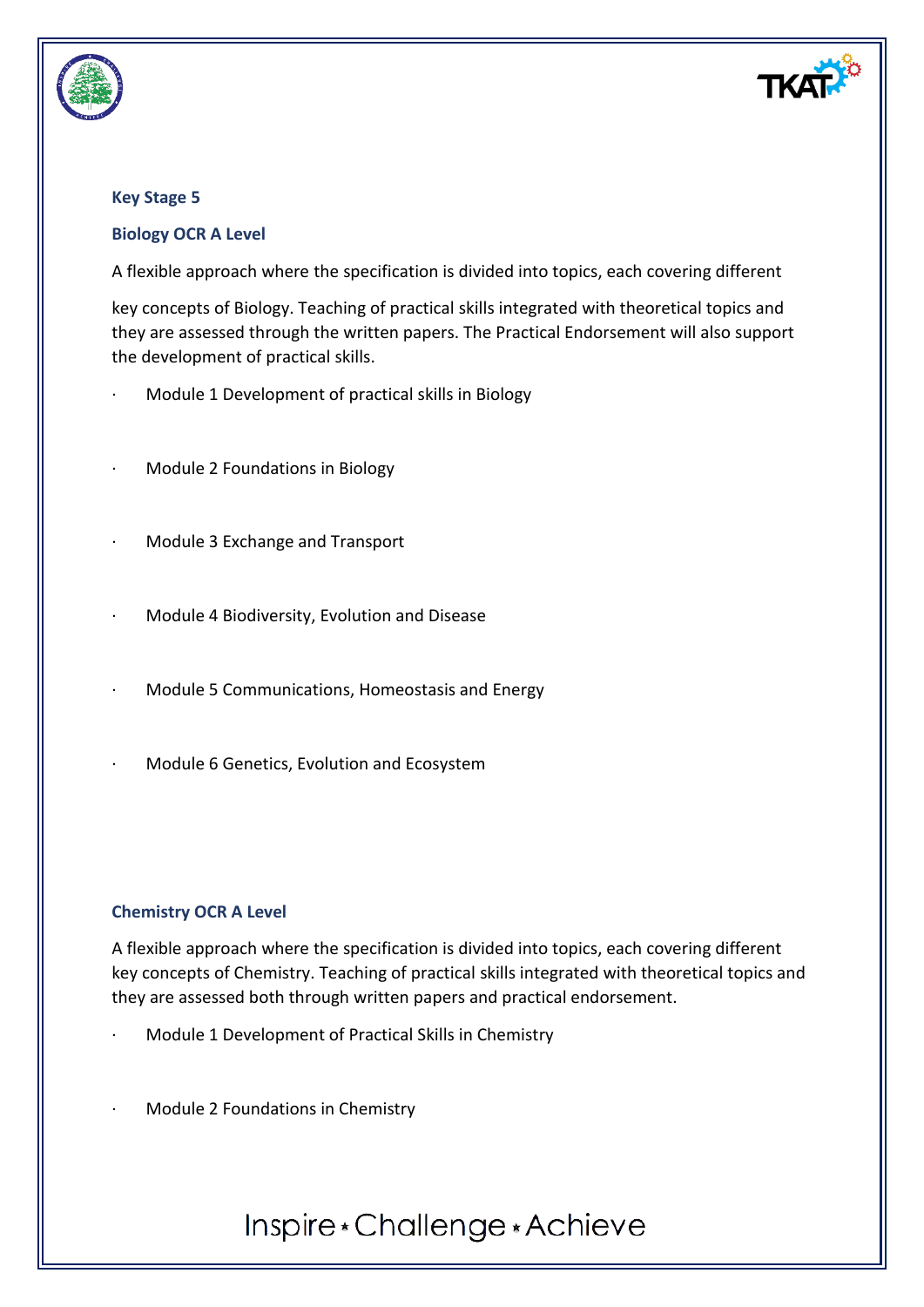### Key Stage 5

### Biology OCR A Level

A flexible approach where the specification is divided into topics, each covering different

key concepts of Biology. Teaching of practical skills integrated with theoretical topics and they are assessed through the written papers. The Practical Endorsement will also support the development of practical skills.

- Module 1 Development of practical skills in Biology
- Module 2 Foundations in Biology
- Module 3 Exchange and Transport
- Module 4 Biodiversity, Evolution and Disease
- Module 5 Communications, Homeostasis and Energy
- Module 6 Genetics, Evolution and Ecosystem

### Chemistry OCR A Level

A flexible approach where the specification is divided into topics, each covering different key concepts of Chemistry. Teaching of practical skills integrated with theoretical topics and they are assessed both through written papers and practical endorsement.

- Module 1 Development of Practical Skills in Chemistry
- Module 2 Foundations in Chemistry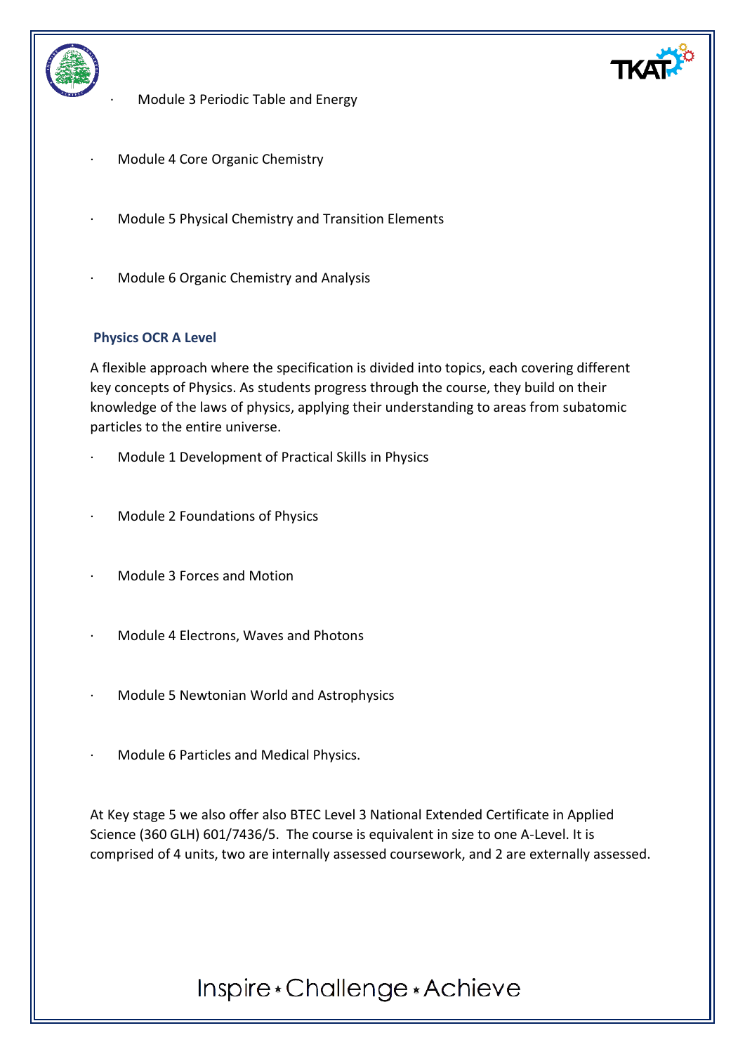- Module 3 Periodic Table and Energy
- Module 4 Core Organic Chemistry
- Module 5 Physical Chemistry and Transition Elements
- Module 6 Organic Chemistry and Analysis

**Physics OCR A Level**

A flexible approach where the specification is divided into topics, each covering different key concepts of Physics. As students progress through the course, they build on their knowledge of the laws of physics, applying their understanding to areas from subatomic particles to the entire universe.

- Module 1 Development of Practical Skills in Physics
- Module 2 Foundations of Physics
- Module 3 Forces and Motion
- Module 4 Electrons, Waves and Photons
- Module 5 Newtonian World and Astrophysics
- Module 6 Particles and Medical Physics.

At Key stage 5 we also offer also BTEC Level 3 National Extended Certificate in Applied Science (360 GLH) 601/7436/5. The course is equivalent in size to one A-Level. It is comprised of 4 units, two are internally assessed coursework, and 2 are externally assessed.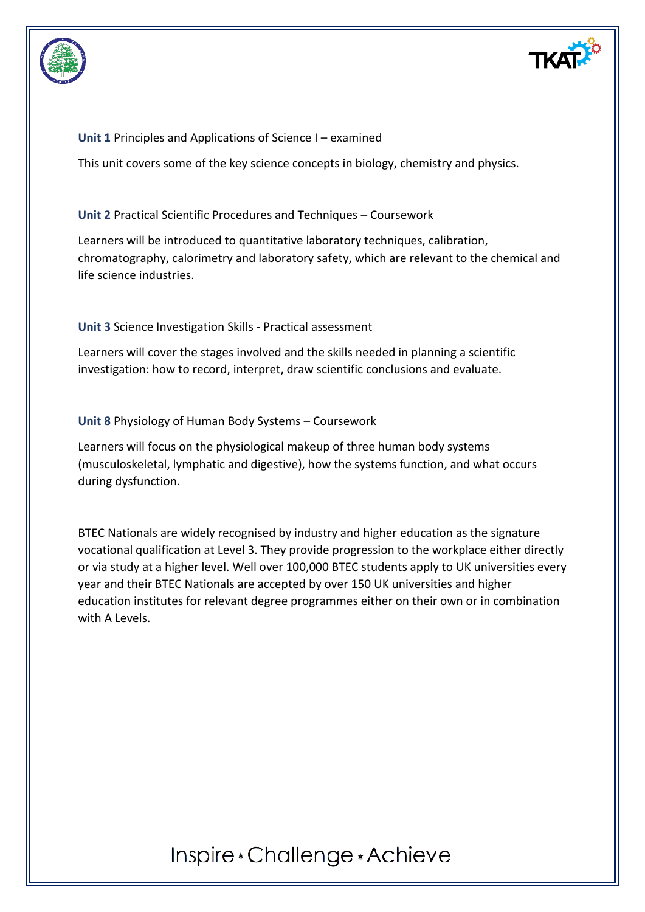**Unit 1** Principles and Applications of Science I – examined

This unit covers some of the key science concepts in biology, chemistry and physics.

**Unit 2** Practical Scientific Procedures and Techniques – Coursework

Learners will be introduced to quantitative laboratory techniques, calibration, chromatography, calorimetry and laboratory safety, which are relevant to the chemical and life science industries.

**Unit 3** Science Investigation Skills - Practical assessment

Learners will cover the stages involved and the skills needed in planning a scientific investigation: how to record, interpret, draw scientific conclusions and evaluate.

**Unit 8** Physiology of Human Body Systems – Coursework

Learners will focus on the physiological makeup of three human body systems (musculoskeletal, lymphatic and digestive), how the systems function, and what occurs during dysfunction.

BTEC Nationals are widely recognised by industry and higher education as the signature vocational qualification at Level 3. They provide progression to the workplace either directly or via study at a higher level. Well over 100,000 BTEC students apply to UK universities every year and their BTEC Nationals are accepted by over 150 UK universities and higher education institutes for relevant degree programmes either on their own or in combination with A Levels.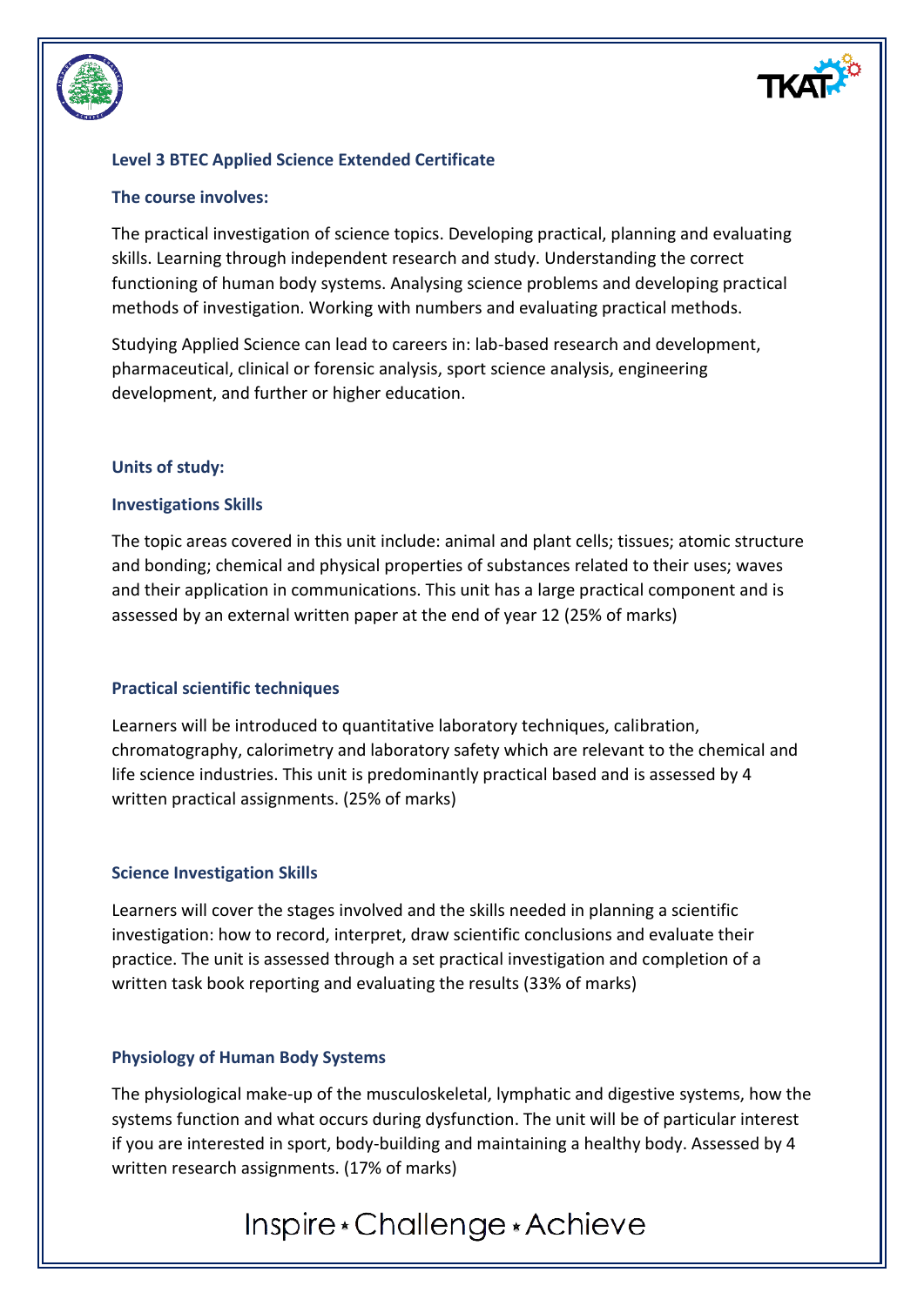## Level 3 BTEC Applied Science Extended Certificate

### The course involves:

The practical investigation of science topics. Developing practical, planning and evaluating skills. Learning through independent research and study. Understanding the correct functioning of human body systems. Analysing science problems and developing practical methods of investigation. Working with numbers and evaluating practical methods.

Studying Applied Science can lead to careers in: lab-based research and development, pharmaceutical, clinical or forensic analysis, sport science analysis, engineering development, and further or higher education.

### Units of study:

### Investigations Skills

The topic areas covered in this unit include: animal and plant cells; tissues; atomic structure and bonding; chemical and physical properties of substances related to their uses; waves and their application in communications. This unit has a large practical component and is assessed by an external written paper at the end of year 12 (25% of marks)

### Practical scientific techniques

Learners will be introduced to quantitative laboratory techniques, calibration, chromatography, calorimetry and laboratory safety which are relevant to the chemical and life science industries. This unit is predominantly practical based and is assessed by 4 written practical assignments. (25% of marks)

### Science Investigation Skills

Learners will cover the stages involved and the skills needed in planning a scientific investigation: how to record, interpret, draw scientific conclusions and evaluate their practice. The unit is assessed through a set practical investigation and completion of a written task book reporting and evaluating the results (33% of marks)

### Physiology of Human Body Systems

The physiological make-up of the musculoskeletal, lymphatic and digestive systems, how the systems function and what occurs during dysfunction. The unit will be of particular interest if you are interested in sport, body-building and maintaining a healthy body. Assessed by 4 written research assignments. (17% of marks)